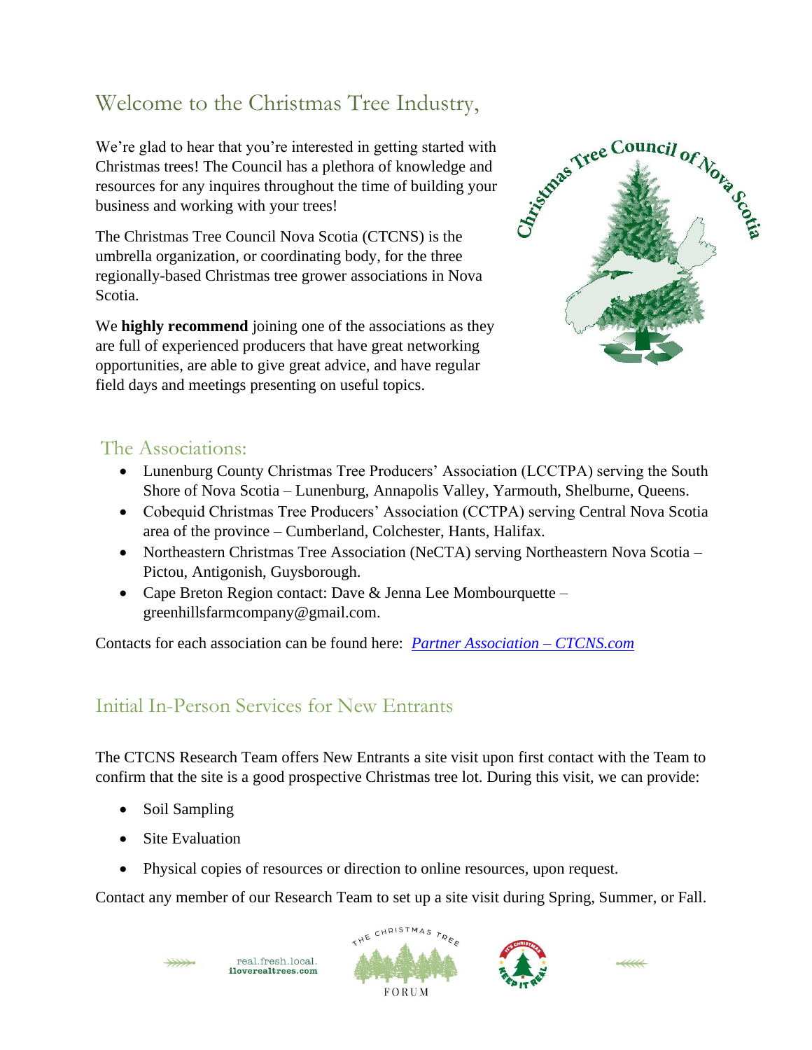# Welcome to the Christmas Tree Industry,

We're glad to hear that you're interested in getting started with Christmas trees! The Council has a plethora of knowledge and resources for any inquires throughout the time of building your business and working with your trees!

The Christmas Tree Council Nova Scotia (CTCNS) is the umbrella organization, or coordinating body, for the three regionally-based Christmas tree grower associations in Nova Scotia.

We **highly recommend** joining one of the associations as they are full of experienced producers that have great networking opportunities, are able to give great advice, and have regular field days and meetings presenting on useful topics.

## The Associations:

- Lunenburg County Christmas Tree Producers' Association (LCCTPA) serving the South Shore of Nova Scotia – Lunenburg, Annapolis Valley, Yarmouth, Shelburne, Queens.
- Cobequid Christmas Tree Producers' Association (CCTPA) serving Central Nova Scotia area of the province – Cumberland, Colchester, Hants, Halifax.
- Northeastern Christmas Tree Association (NeCTA) serving Northeastern Nova Scotia – Pictou, Antigonish, Guysborough.
- Cape Breton Region contact: Dave & Jenna Lee Mombourquette – greenhillsfarmcompany@gmail.com.

Contacts for each association can be found here: *Partner Association – CTCNS.com*

## Initial In-Person Services for New Entrants

The CTCNS Research Team offers New Entrants a site visit upon first contact with the Team to confirm that the site is a good prospective Christmas tree lot. During this visit, we can provide:

- Soil Sampling
- Site Evaluation
- Physical copies of resources or direction to online resources, upon request.

Contact any member of our Research Team to set up a site visit during Spring, Summer, or Fall.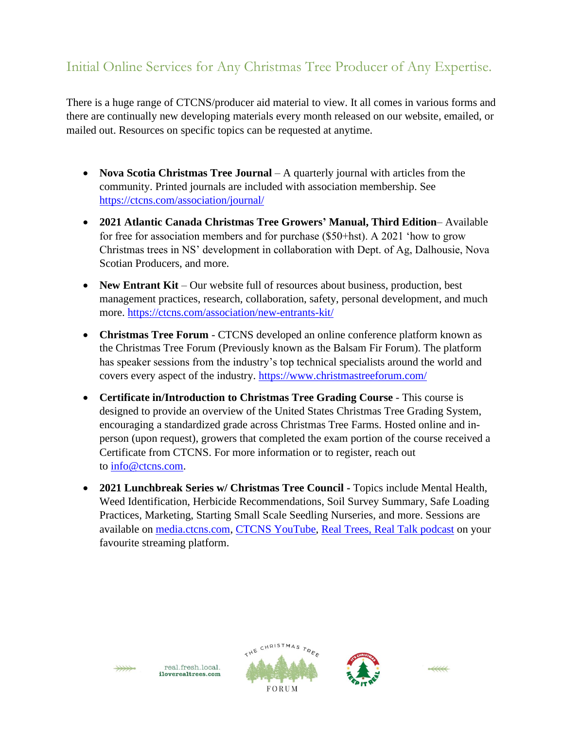## Initial Online Services for Any Christmas Tree Producer of Any Expertise.

There is a huge range of CTCNS/producer aid material to view. It all comes in various forms and there are continually new developing materials every month released on our website, emailed, or mailed out. Resources on specific topics can be requested at anytime.

- **Nova Scotia Christmas Tree Journal** – A quarterly journal with articles from the community. Printed journals are included with association membership. See https://ctcns.com/association/journal/
- **2021 Atlantic Canada Christmas Tree Growers' Manual, Third Edition**– Available for free for association members and for purchase ($50+hst). A 2021 'how to grow Christmas trees in NS' development in collaboration with Dept. of Ag, Dalhousie, Nova Scotian Producers, and more.
- **New Entrant Kit** – Our website full of resources about business, production, best management practices, research, collaboration, safety, personal development, and much more. https://ctcns.com/association/new-entrants-kit/
- **Christmas Tree Forum** - CTCNS developed an online conference platform known as the Christmas Tree Forum (Previously known as the Balsam Fir Forum). The platform has speaker sessions from the industry's top technical specialists around the world and covers every aspect of the industry. https://www.christmastreeforum.com/
- **Certificate in/Introduction to Christmas Tree Grading Course** - This course is designed to provide an overview of the United States Christmas Tree Grading System, encouraging a standardized grade across Christmas Tree Farms. Hosted online and in-person (upon request), growers that completed the exam portion of the course received a Certificate from CTCNS. For more information or to register, reach out to info@ctcns.com.
- **2021 Lunchbreak Series w/ Christmas Tree Council** - Topics include Mental Health, Weed Identification, Herbicide Recommendations, Soil Survey Summary, Safe Loading Practices, Marketing, Starting Small Scale Seedling Nurseries, and more. Sessions are available on media.ctcns.com, CTCNS YouTube, Real Trees, Real Talk podcast on your favourite streaming platform.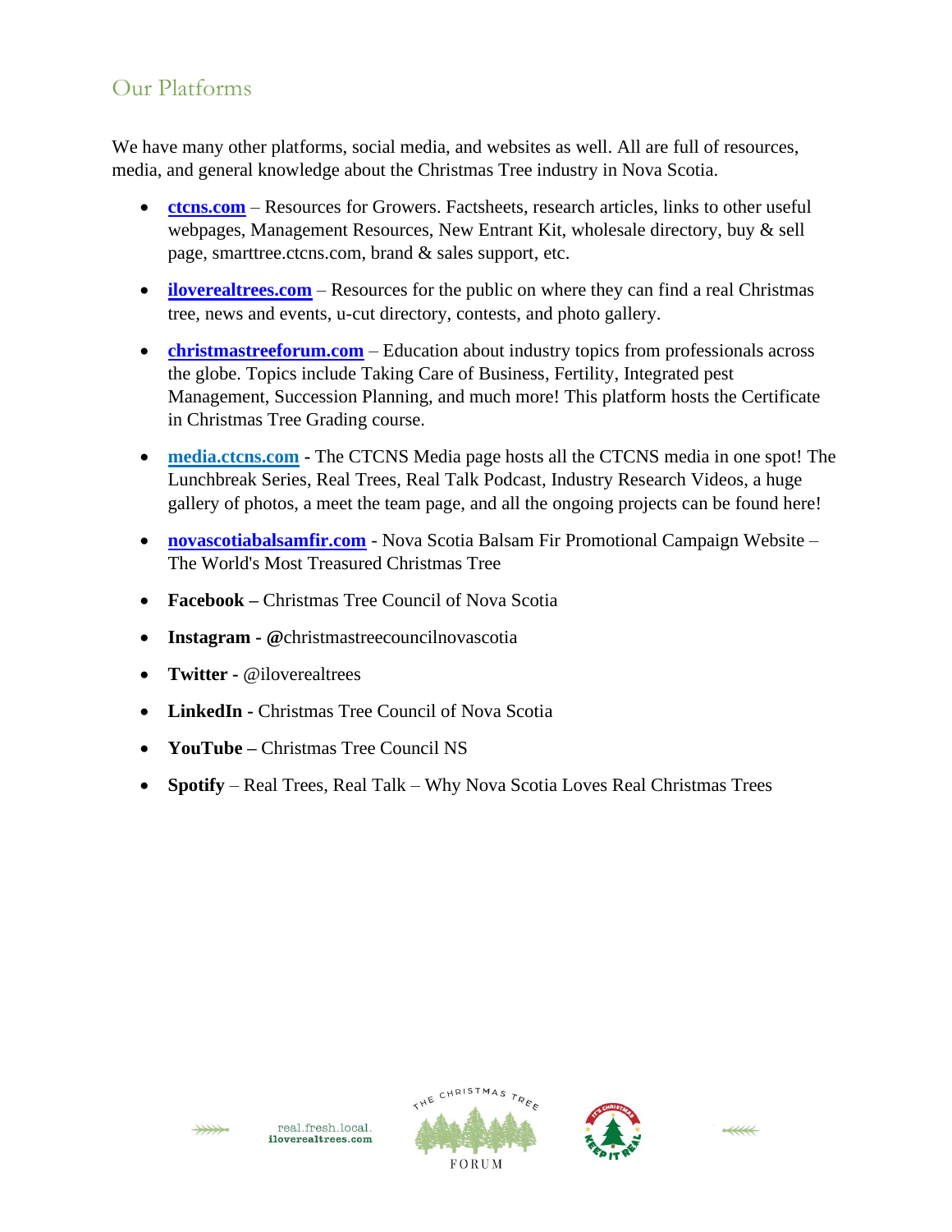## Our Platforms

We have many other platforms, social media, and websites as well. All are full of resources, media, and general knowledge about the Christmas Tree industry in Nova Scotia.

- **ctcns.com** – Resources for Growers. Factsheets, research articles, links to other useful webpages, Management Resources, New Entrant Kit, wholesale directory, buy & sell page, smarttree.ctcns.com, brand & sales support, etc.
- **iloverealtrees.com** – Resources for the public on where they can find a real Christmas tree, news and events, u-cut directory, contests, and photo gallery.
- **christmastreeforum.com** – Education about industry topics from professionals across the globe. Topics include Taking Care of Business, Fertility, Integrated pest Management, Succession Planning, and much more! This platform hosts the Certificate in Christmas Tree Grading course.
- **media.ctcns.com** **-** The CTCNS Media page hosts all the CTCNS media in one spot! The Lunchbreak Series, Real Trees, Real Talk Podcast, Industry Research Videos, a huge gallery of photos, a meet the team page, and all the ongoing projects can be found here!
- **novascotiabalsamfir.com** - Nova Scotia Balsam Fir Promotional Campaign Website – The World's Most Treasured Christmas Tree
- **Facebook –** Christmas Tree Council of Nova Scotia
- **Instagram - @**christmastreecouncilnovascotia
- **Twitter -** @iloverealtrees
- **LinkedIn -** Christmas Tree Council of Nova Scotia
- **YouTube –** Christmas Tree Council NS
- **Spotify** – Real Trees, Real Talk – Why Nova Scotia Loves Real Christmas Trees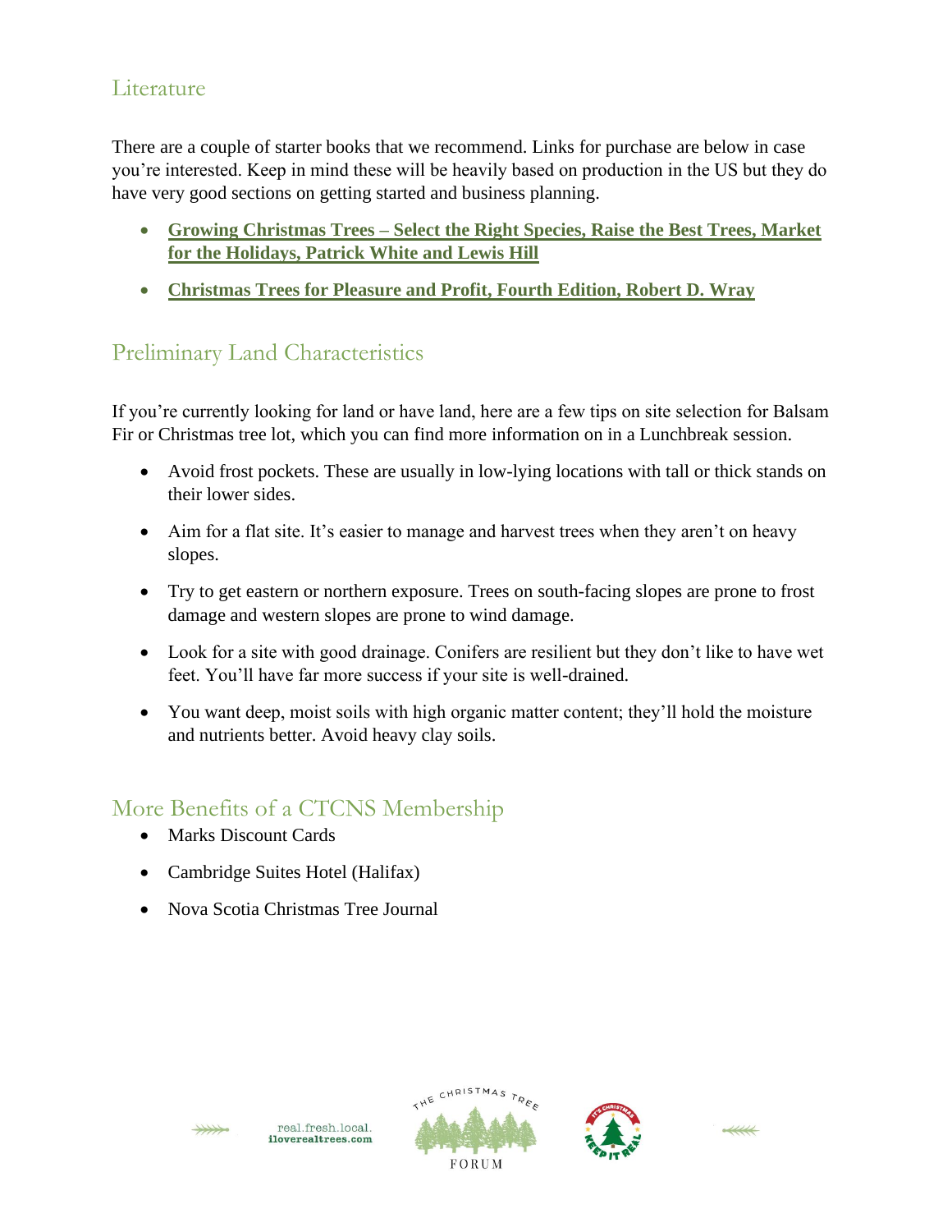## Literature

There are a couple of starter books that we recommend. Links for purchase are below in case you're interested. Keep in mind these will be heavily based on production in the US but they do have very good sections on getting started and business planning.

- **Growing Christmas Trees – Select the Right Species, Raise the Best Trees, Market for the Holidays, Patrick White and Lewis Hill**
- **Christmas Trees for Pleasure and Profit, Fourth Edition, Robert D. Wray**

## Preliminary Land Characteristics

If you're currently looking for land or have land, here are a few tips on site selection for Balsam Fir or Christmas tree lot, which you can find more information on in a Lunchbreak session.

- Avoid frost pockets. These are usually in low-lying locations with tall or thick stands on their lower sides.
- Aim for a flat site. It's easier to manage and harvest trees when they aren't on heavy slopes.
- Try to get eastern or northern exposure. Trees on south-facing slopes are prone to frost damage and western slopes are prone to wind damage.
- Look for a site with good drainage. Conifers are resilient but they don't like to have wet feet. You'll have far more success if your site is well-drained.
- You want deep, moist soils with high organic matter content; they'll hold the moisture and nutrients better. Avoid heavy clay soils.

## More Benefits of a CTCNS Membership

- Marks Discount Cards
- Cambridge Suites Hotel (Halifax)
- Nova Scotia Christmas Tree Journal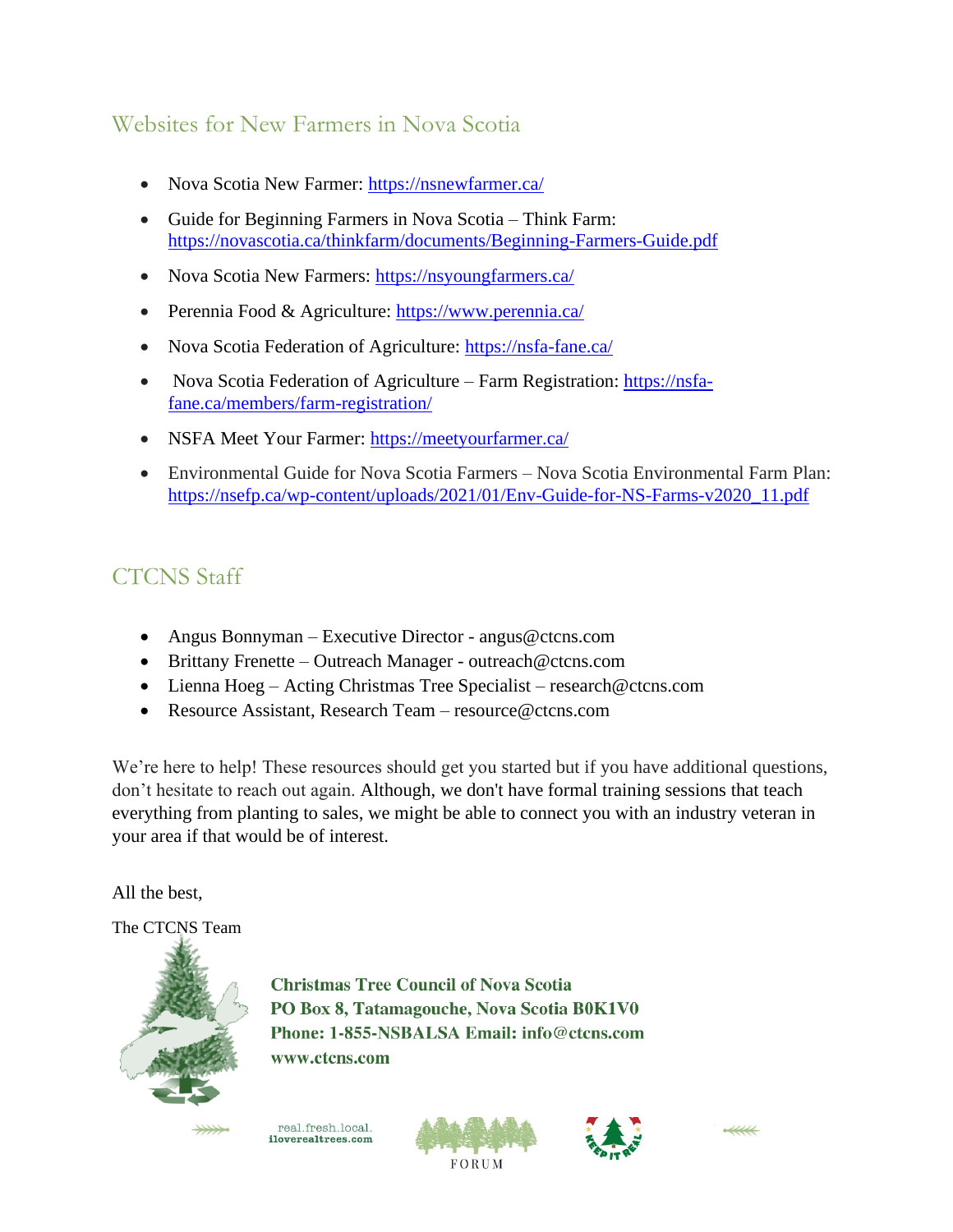## Websites for New Farmers in Nova Scotia

- Nova Scotia New Farmer: https://nsnewfarmer.ca/
- Guide for Beginning Farmers in Nova Scotia – Think Farm: https://novascotia.ca/thinkfarm/documents/Beginning-Farmers-Guide.pdf
- Nova Scotia New Farmers: https://nsyoungfarmers.ca/
- Perennia Food & Agriculture: https://www.perennia.ca/
- Nova Scotia Federation of Agriculture: https://nsfa-fane.ca/
- Nova Scotia Federation of Agriculture – Farm Registration: https://nsfa-fane.ca/members/farm-registration/
- NSFA Meet Your Farmer: https://meetyourfarmer.ca/
- Environmental Guide for Nova Scotia Farmers – Nova Scotia Environmental Farm Plan: https://nsefp.ca/wp-content/uploads/2021/01/Env-Guide-for-NS-Farms-v2020_11.pdf

## CTCNS Staff

- Angus Bonnyman – Executive Director - angus@ctcns.com
- Brittany Frenette – Outreach Manager - outreach@ctcns.com
- Lienna Hoeg – Acting Christmas Tree Specialist – research@ctcns.com
- Resource Assistant, Research Team – resource@ctcns.com

We're here to help! These resources should get you started but if you have additional questions, don't hesitate to reach out again. Although, we don't have formal training sessions that teach everything from planting to sales, we might be able to connect you with an industry veteran in your area if that would be of interest.

All the best,

The CTCNS Team

**Christmas Tree Council of Nova Scotia**
**PO Box 8, Tatamagouche, Nova Scotia B0K1V0**
**Phone: 1-855-NSBALSA Email: info@ctcns.com**
**www.ctcns.com**

real.fresh.local.
ilovereatrees.com

FORUM

KEEP IT REAL